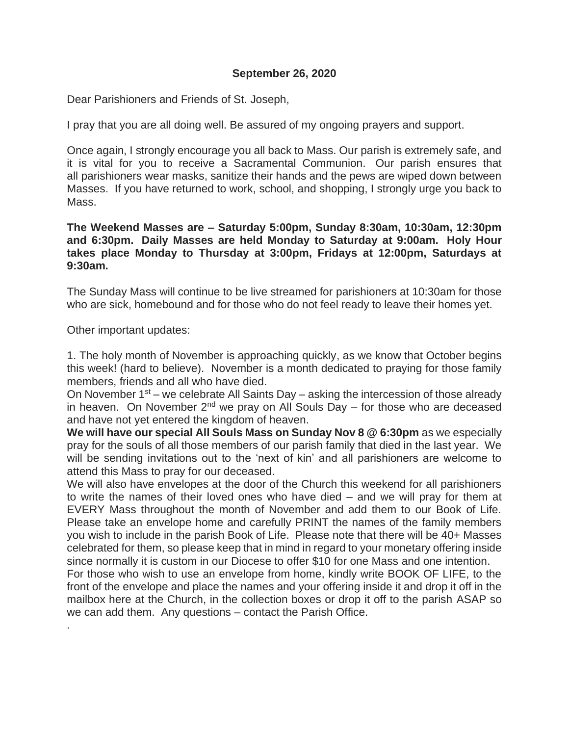**September 26, 2020**

Dear Parishioners and Friends of St. Joseph,

I pray that you are all doing well. Be assured of my ongoing prayers and support.

Once again, I strongly encourage you all back to Mass. Our parish is extremely safe, and it is vital for you to receive a Sacramental Communion. Our parish ensures that all parishioners wear masks, sanitize their hands and the pews are wiped down between Masses. If you have returned to work, school, and shopping, I strongly urge you back to Mass.

**The Weekend Masses are – Saturday 5:00pm, Sunday 8:30am, 10:30am, 12:30pm and 6:30pm. Daily Masses are held Monday to Saturday at 9:00am. Holy Hour takes place Monday to Thursday at 3:00pm, Fridays at 12:00pm, Saturdays at 9:30am.**

The Sunday Mass will continue to be live streamed for parishioners at 10:30am for those who are sick, homebound and for those who do not feel ready to leave their homes yet.

Other important updates:

1. The holy month of November is approaching quickly, as we know that October begins this week! (hard to believe). November is a month dedicated to praying for those family members, friends and all who have died.

On November 1st – we celebrate All Saints Day – asking the intercession of those already in heaven. On November 2nd we pray on All Souls Day – for those who are deceased and have not yet entered the kingdom of heaven.

**We will have our special All Souls Mass on Sunday Nov 8 @ 6:30pm** as we especially pray for the souls of all those members of our parish family that died in the last year. We will be sending invitations out to the 'next of kin' and all parishioners are welcome to attend this Mass to pray for our deceased.

We will also have envelopes at the door of the Church this weekend for all parishioners to write the names of their loved ones who have died – and we will pray for them at EVERY Mass throughout the month of November and add them to our Book of Life. Please take an envelope home and carefully PRINT the names of the family members you wish to include in the parish Book of Life. Please note that there will be 40+ Masses celebrated for them, so please keep that in mind in regard to your monetary offering inside since normally it is custom in our Diocese to offer $10 for one Mass and one intention.

For those who wish to use an envelope from home, kindly write BOOK OF LIFE, to the front of the envelope and place the names and your offering inside it and drop it off in the mailbox here at the Church, in the collection boxes or drop it off to the parish ASAP so we can add them. Any questions – contact the Parish Office.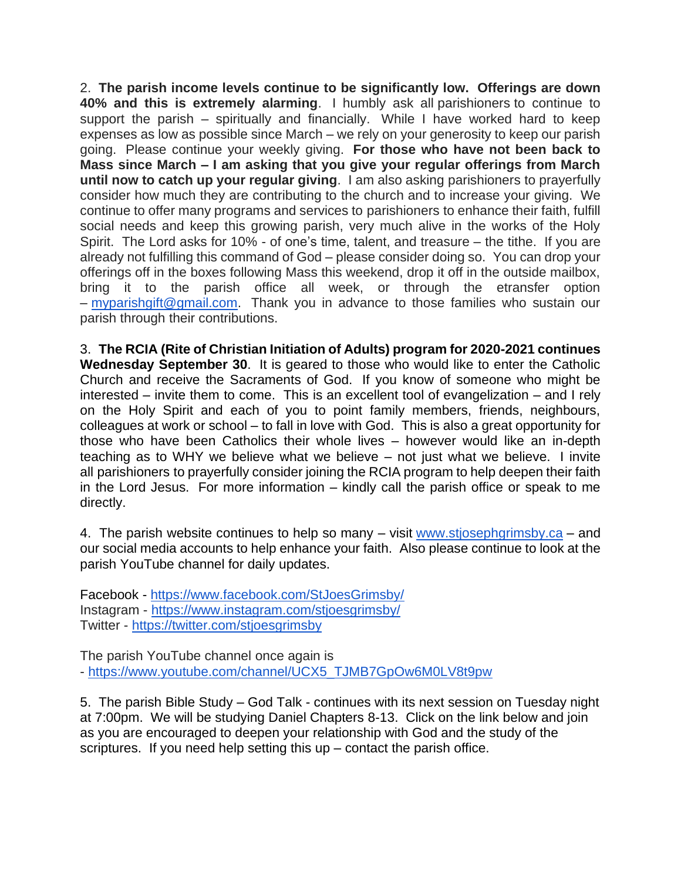2. **The parish income levels continue to be significantly low. Offerings are down 40% and this is extremely alarming**. I humbly ask all parishioners to continue to support the parish – spiritually and financially. While I have worked hard to keep expenses as low as possible since March – we rely on your generosity to keep our parish going. Please continue your weekly giving. **For those who have not been back to Mass since March – I am asking that you give your regular offerings from March until now to catch up your regular giving**. I am also asking parishioners to prayerfully consider how much they are contributing to the church and to increase your giving. We continue to offer many programs and services to parishioners to enhance their faith, fulfill social needs and keep this growing parish, very much alive in the works of the Holy Spirit. The Lord asks for 10% - of one's time, talent, and treasure – the tithe. If you are already not fulfilling this command of God – please consider doing so. You can drop your offerings off in the boxes following Mass this weekend, drop it off in the outside mailbox, bring it to the parish office all week, or through the etransfer option – myparishgift@gmail.com. Thank you in advance to those families who sustain our parish through their contributions.

3. **The RCIA (Rite of Christian Initiation of Adults) program for 2020-2021 continues Wednesday September 30**. It is geared to those who would like to enter the Catholic Church and receive the Sacraments of God. If you know of someone who might be interested – invite them to come. This is an excellent tool of evangelization – and I rely on the Holy Spirit and each of you to point family members, friends, neighbours, colleagues at work or school – to fall in love with God. This is also a great opportunity for those who have been Catholics their whole lives – however would like an in-depth teaching as to WHY we believe what we believe – not just what we believe. I invite all parishioners to prayerfully consider joining the RCIA program to help deepen their faith in the Lord Jesus. For more information – kindly call the parish office or speak to me directly.

4. The parish website continues to help so many – visit www.stjosephgrimsby.ca – and our social media accounts to help enhance your faith. Also please continue to look at the parish YouTube channel for daily updates.

Facebook - https://www.facebook.com/StJoesGrimsby/
Instagram - https://www.instagram.com/stjoesgrimsby/
Twitter - https://twitter.com/stjoesgrimsby

The parish YouTube channel once again is
- https://www.youtube.com/channel/UCX5_TJMB7GpOw6M0LV8t9pw

5. The parish Bible Study – God Talk - continues with its next session on Tuesday night at 7:00pm. We will be studying Daniel Chapters 8-13. Click on the link below and join as you are encouraged to deepen your relationship with God and the study of the scriptures. If you need help setting this up – contact the parish office.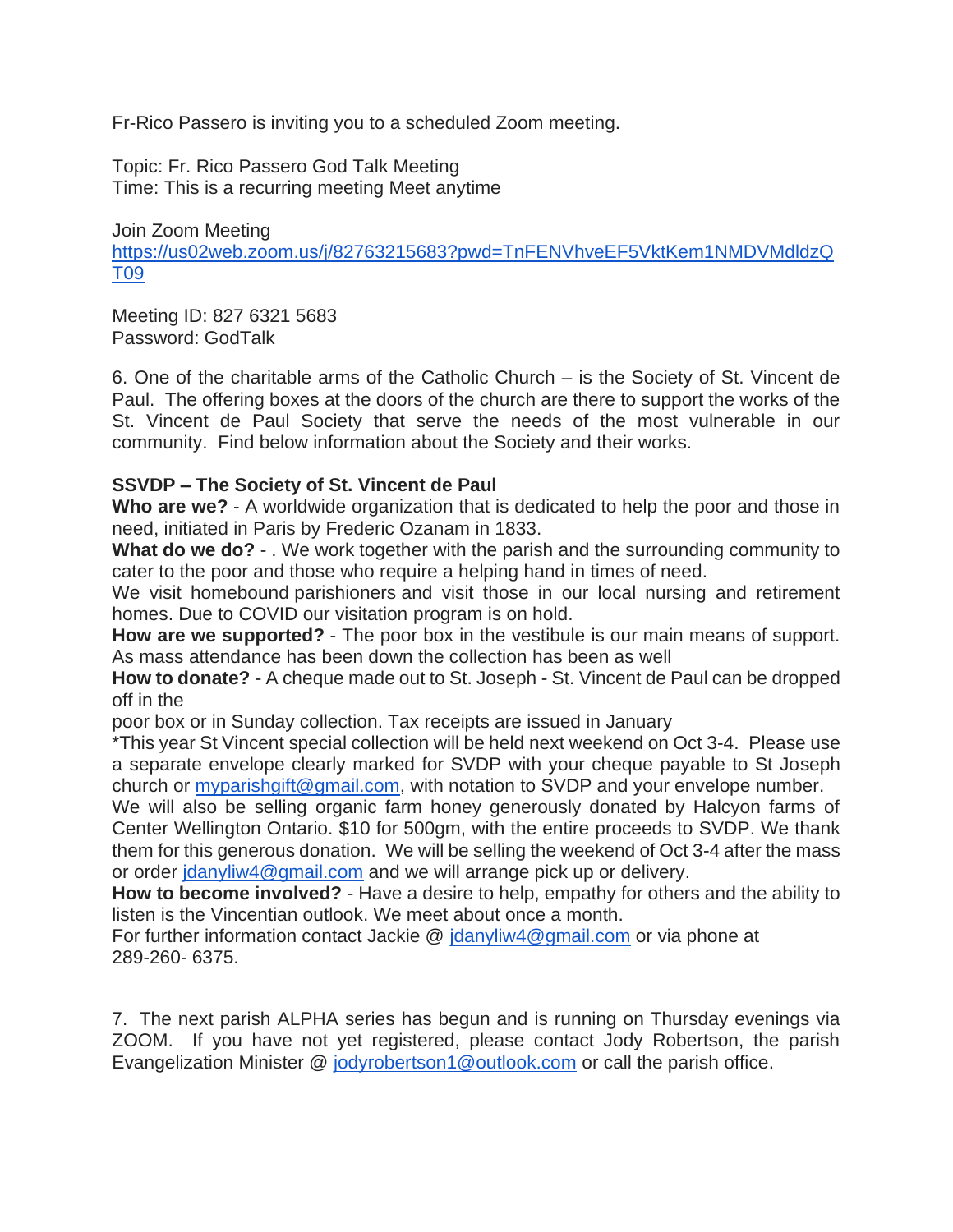Fr-Rico Passero is inviting you to a scheduled Zoom meeting.

Topic: Fr. Rico Passero God Talk Meeting
Time: This is a recurring meeting Meet anytime

Join Zoom Meeting
https://us02web.zoom.us/j/82763215683?pwd=TnFENVhveEF5VktKem1NMDVMdldzQT09

Meeting ID: 827 6321 5683
Password: GodTalk

6. One of the charitable arms of the Catholic Church – is the Society of St. Vincent de Paul. The offering boxes at the doors of the church are there to support the works of the St. Vincent de Paul Society that serve the needs of the most vulnerable in our community. Find below information about the Society and their works.

**SSVDP – The Society of St. Vincent de Paul**
**Who are we?** - A worldwide organization that is dedicated to help the poor and those in need, initiated in Paris by Frederic Ozanam in 1833.
**What do we do?** - . We work together with the parish and the surrounding community to cater to the poor and those who require a helping hand in times of need.
We visit homebound parishioners and visit those in our local nursing and retirement homes. Due to COVID our visitation program is on hold.
**How are we supported?** - The poor box in the vestibule is our main means of support. As mass attendance has been down the collection has been as well
**How to donate?** - A cheque made out to St. Joseph - St. Vincent de Paul can be dropped off in the
poor box or in Sunday collection. Tax receipts are issued in January
*This year St Vincent special collection will be held next weekend on Oct 3-4. Please use a separate envelope clearly marked for SVDP with your cheque payable to St Joseph church or myparishgift@gmail.com, with notation to SVDP and your envelope number.
We will also be selling organic farm honey generously donated by Halcyon farms of Center Wellington Ontario. $10 for 500gm, with the entire proceeds to SVDP. We thank them for this generous donation. We will be selling the weekend of Oct 3-4 after the mass or order jdanyliw4@gmail.com and we will arrange pick up or delivery.
**How to become involved?** - Have a desire to help, empathy for others and the ability to listen is the Vincentian outlook. We meet about once a month.
For further information contact Jackie @ jdanyliw4@gmail.com or via phone at 289-260- 6375.

7. The next parish ALPHA series has begun and is running on Thursday evenings via ZOOM. If you have not yet registered, please contact Jody Robertson, the parish Evangelization Minister @ jodyrobertson1@outlook.com or call the parish office.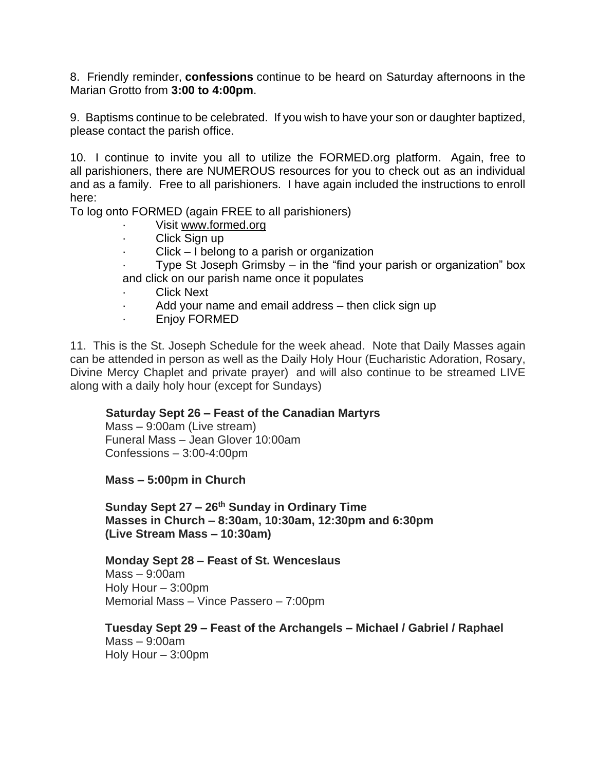8. Friendly reminder, **confessions** continue to be heard on Saturday afternoons in the Marian Grotto from **3:00 to 4:00pm**.

9. Baptisms continue to be celebrated. If you wish to have your son or daughter baptized, please contact the parish office.

10. I continue to invite you all to utilize the FORMED.org platform. Again, free to all parishioners, there are NUMEROUS resources for you to check out as an individual and as a family. Free to all parishioners. I have again included the instructions to enroll here:

To log onto FORMED (again FREE to all parishioners)

- Visit www.formed.org
- Click Sign up
- Click – I belong to a parish or organization
- Type St Joseph Grimsby – in the "find your parish or organization" box and click on our parish name once it populates
- Click Next
- Add your name and email address – then click sign up
- Enjoy FORMED

11. This is the St. Joseph Schedule for the week ahead. Note that Daily Masses again can be attended in person as well as the Daily Holy Hour (Eucharistic Adoration, Rosary, Divine Mercy Chaplet and private prayer) and will also continue to be streamed LIVE along with a daily holy hour (except for Sundays)

**Saturday Sept 26 – Feast of the Canadian Martyrs**
Mass – 9:00am (Live stream)
Funeral Mass – Jean Glover 10:00am
Confessions – 3:00-4:00pm

**Mass – 5:00pm in Church**

**Sunday Sept 27 – 26th Sunday in Ordinary Time**
**Masses in Church – 8:30am, 10:30am, 12:30pm and 6:30pm**
**(Live Stream Mass – 10:30am)**

**Monday Sept 28 – Feast of St. Wenceslaus**
Mass – 9:00am
Holy Hour – 3:00pm
Memorial Mass – Vince Passero – 7:00pm

**Tuesday Sept 29 – Feast of the Archangels – Michael / Gabriel / Raphael**
Mass – 9:00am
Holy Hour – 3:00pm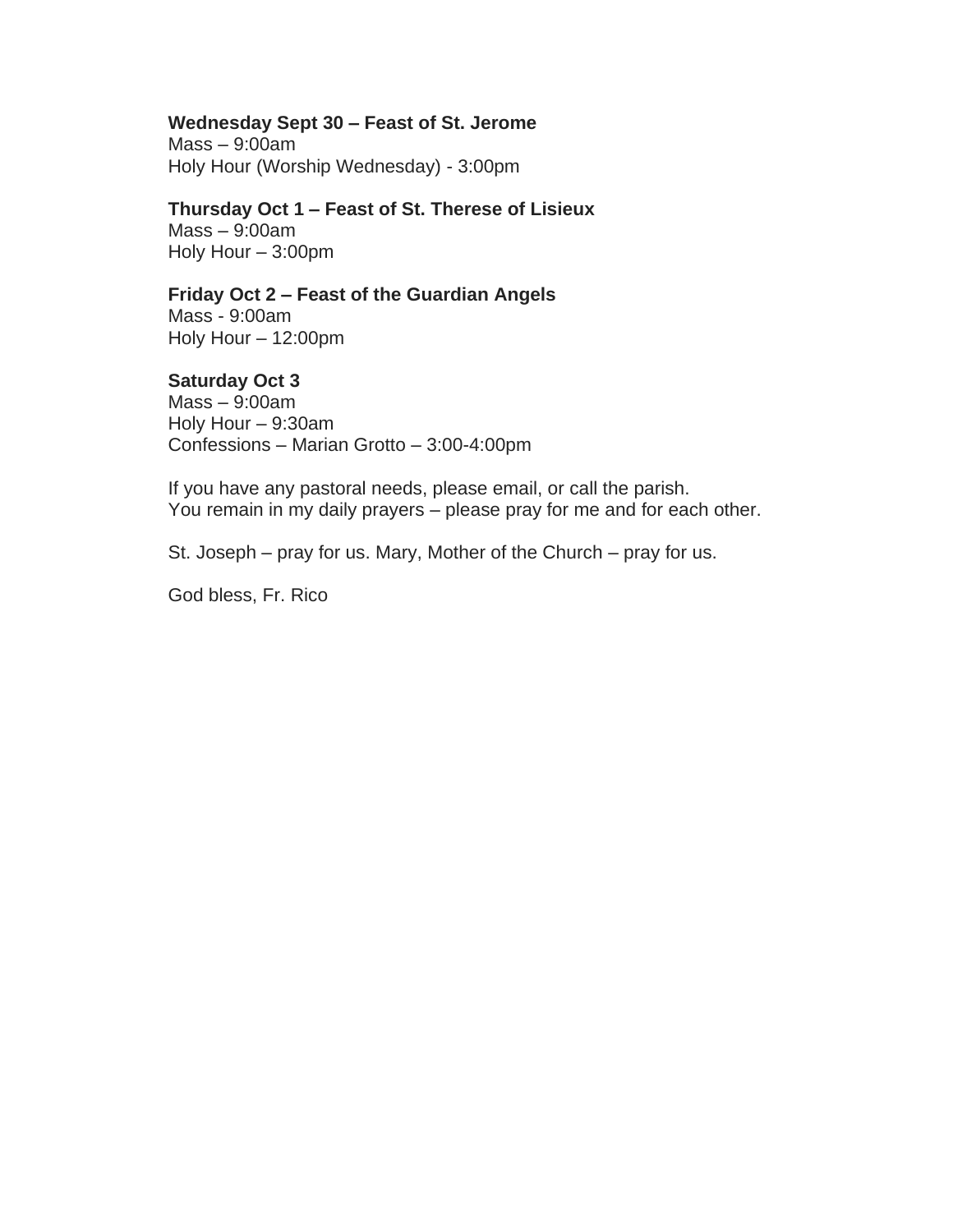**Wednesday Sept 30 – Feast of St. Jerome**
Mass – 9:00am
Holy Hour (Worship Wednesday) - 3:00pm

**Thursday Oct 1 – Feast of St. Therese of Lisieux**
Mass – 9:00am
Holy Hour – 3:00pm

**Friday Oct 2 – Feast of the Guardian Angels**
Mass - 9:00am
Holy Hour – 12:00pm

**Saturday Oct 3**
Mass – 9:00am
Holy Hour – 9:30am
Confessions – Marian Grotto – 3:00-4:00pm

If you have any pastoral needs, please email, or call the parish.
You remain in my daily prayers – please pray for me and for each other.

St. Joseph – pray for us. Mary, Mother of the Church – pray for us.

God bless, Fr. Rico